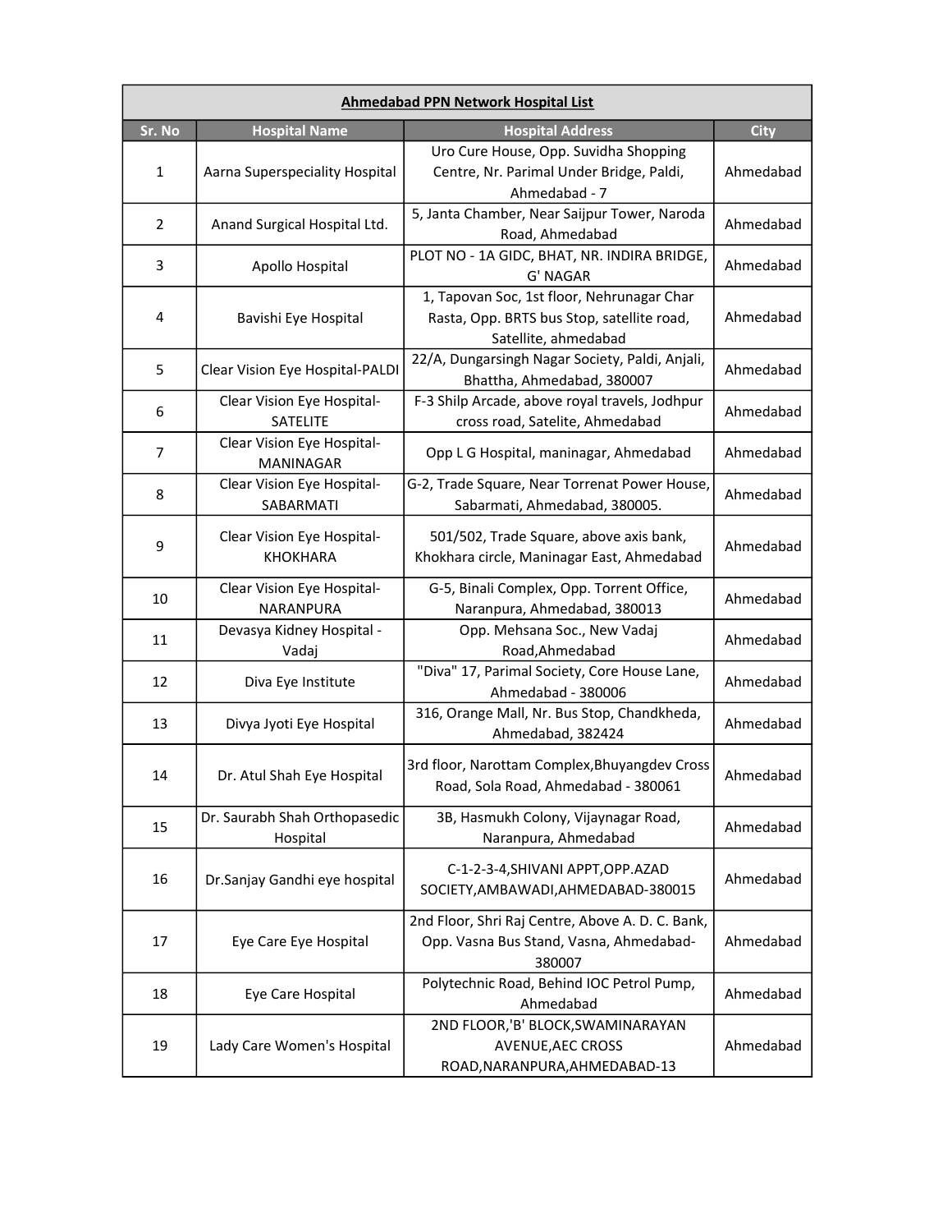**Ahmedabad PPN Network Hospital List**

| Sr. No | Hospital Name | Hospital Address | City |
|---|---|---|---|
| 1 | Aarna Superspeciality Hospital | Uro Cure House, Opp. Suvidha Shopping Centre, Nr. Parimal Under Bridge, Paldi, Ahmedabad - 7 | Ahmedabad |
| 2 | Anand Surgical Hospital Ltd. | 5, Janta Chamber, Near Saijpur Tower, Naroda Road, Ahmedabad | Ahmedabad |
| 3 | Apollo Hospital | PLOT NO - 1A GIDC, BHAT, NR. INDIRA BRIDGE, G' NAGAR | Ahmedabad |
| 4 | Bavishi Eye Hospital | 1, Tapovan Soc, 1st floor, Nehrunagar Char Rasta, Opp. BRTS bus Stop, satellite road, Satellite, ahmedabad | Ahmedabad |
| 5 | Clear Vision Eye Hospital-PALDI | 22/A, Dungarsingh Nagar Society, Paldi, Anjali, Bhattha, Ahmedabad, 380007 | Ahmedabad |
| 6 | Clear Vision Eye Hospital-SATELITE | F-3 Shilp Arcade, above royal travels, Jodhpur cross road, Satelite, Ahmedabad | Ahmedabad |
| 7 | Clear Vision Eye Hospital-MANINAGAR | Opp L G Hospital, maninagar, Ahmedabad | Ahmedabad |
| 8 | Clear Vision Eye Hospital-SABARMATI | G-2, Trade Square, Near Torrenat Power House, Sabarmati, Ahmedabad, 380005. | Ahmedabad |
| 9 | Clear Vision Eye Hospital-KHOKHARA | 501/502, Trade Square, above axis bank, Khokhara circle, Maninagar East, Ahmedabad | Ahmedabad |
| 10 | Clear Vision Eye Hospital-NARANPURA | G-5, Binali Complex, Opp. Torrent Office, Naranpura, Ahmedabad, 380013 | Ahmedabad |
| 11 | Devasya Kidney Hospital - Vadaj | Opp. Mehsana Soc., New Vadaj Road,Ahmedabad | Ahmedabad |
| 12 | Diva Eye Institute | "Diva" 17, Parimal Society, Core House Lane, Ahmedabad - 380006 | Ahmedabad |
| 13 | Divya Jyoti Eye Hospital | 316, Orange Mall, Nr. Bus Stop, Chandkheda, Ahmedabad, 382424 | Ahmedabad |
| 14 | Dr. Atul Shah Eye Hospital | 3rd floor, Narottam Complex,Bhuyangdev Cross Road, Sola Road, Ahmedabad - 380061 | Ahmedabad |
| 15 | Dr. Saurabh Shah Orthopasedic Hospital | 3B, Hasmukh Colony, Vijaynagar Road, Naranpura, Ahmedabad | Ahmedabad |
| 16 | Dr.Sanjay Gandhi eye hospital | C-1-2-3-4,SHIVANI APPT,OPP.AZAD SOCIETY,AMBAWADI,AHMEDABAD-380015 | Ahmedabad |
| 17 | Eye Care Eye Hospital | 2nd Floor, Shri Raj Centre, Above A. D. C. Bank, Opp. Vasna Bus Stand, Vasna, Ahmedabad-380007 | Ahmedabad |
| 18 | Eye Care Hospital | Polytechnic Road, Behind IOC Petrol Pump, Ahmedabad | Ahmedabad |
| 19 | Lady Care Women's Hospital | 2ND FLOOR,'B' BLOCK,SWAMINARAYAN AVENUE,AEC CROSS ROAD,NARANPURA,AHMEDABAD-13 | Ahmedabad |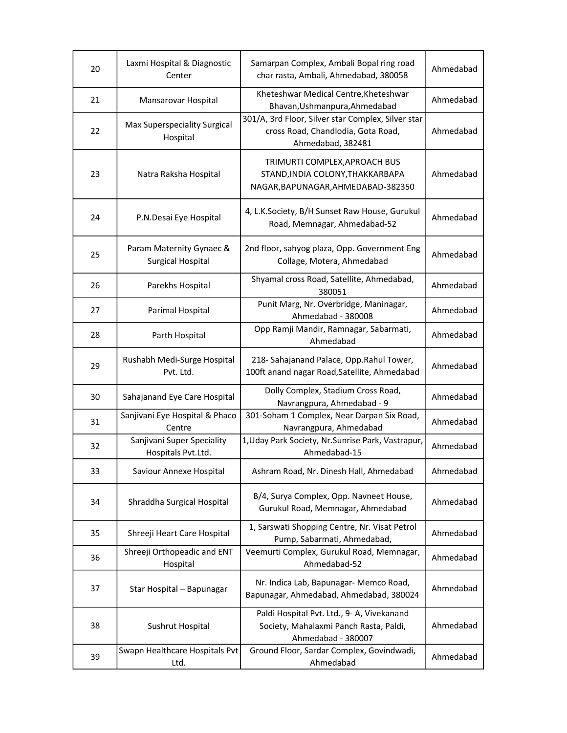| 20 | Laxmi Hospital & Diagnostic Center | Samarpan Complex, Ambali Bopal ring road char rasta, Ambali, Ahmedabad, 380058 | Ahmedabad |
|---|---|---|---|
| 21 | Mansarovar Hospital | Kheteshwar Medical Centre,Kheteshwar Bhavan,Ushmanpura,Ahmedabad | Ahmedabad |
| 22 | Max Superspeciality Surgical Hospital | 301/A, 3rd Floor, Silver star Complex, Silver star cross Road, Chandlodia, Gota Road, Ahmedabad, 382481 | Ahmedabad |
| 23 | Natra Raksha Hospital | TRIMURTI COMPLEX,APROACH BUS STAND,INDIA COLONY,THAKKARBAPA NAGAR,BAPUNAGAR,AHMEDABAD-382350 | Ahmedabad |
| 24 | P.N.Desai Eye Hospital | 4, L.K.Society, B/H Sunset Raw House, Gurukul Road, Memnagar, Ahmedabad-52 | Ahmedabad |
| 25 | Param Maternity Gynaec & Surgical Hospital | 2nd floor, sahyog plaza, Opp. Government Eng Collage, Motera, Ahmedabad | Ahmedabad |
| 26 | Parekhs Hospital | Shyamal cross Road, Satellite, Ahmedabad, 380051 | Ahmedabad |
| 27 | Parimal Hospital | Punit Marg, Nr. Overbridge, Maninagar, Ahmedabad - 380008 | Ahmedabad |
| 28 | Parth Hospital | Opp Ramji Mandir, Ramnagar, Sabarmati, Ahmedabad | Ahmedabad |
| 29 | Rushabh Medi-Surge Hospital Pvt. Ltd. | 218- Sahajanand Palace, Opp.Rahul Tower, 100ft anand nagar Road,Satellite, Ahmedabad | Ahmedabad |
| 30 | Sahajanand Eye Care Hospital | Dolly Complex, Stadium Cross Road, Navrangpura, Ahmedabad - 9 | Ahmedabad |
| 31 | Sanjivani Eye Hospital & Phaco Centre | 301-Soham 1 Complex, Near Darpan Six Road, Navrangpura, Ahmedabad | Ahmedabad |
| 32 | Sanjivani Super Speciality Hospitals Pvt.Ltd. | 1,Uday Park Society, Nr.Sunrise Park, Vastrapur, Ahmedabad-15 | Ahmedabad |
| 33 | Saviour Annexe Hospital | Ashram Road, Nr. Dinesh Hall, Ahmedabad | Ahmedabad |
| 34 | Shraddha Surgical Hospital | B/4, Surya Complex, Opp. Navneet House, Gurukul Road, Memnagar, Ahmedabad | Ahmedabad |
| 35 | Shreeji Heart Care Hospital | 1, Sarswati Shopping Centre, Nr. Visat Petrol Pump, Sabarmati, Ahmedabad, | Ahmedabad |
| 36 | Shreeji Orthopeadic and ENT Hospital | Veemurti Complex, Gurukul Road, Memnagar, Ahmedabad-52 | Ahmedabad |
| 37 | Star Hospital – Bapunagar | Nr. Indica Lab, Bapunagar- Memco Road, Bapunagar, Ahmedabad, Ahmedabad, 380024 | Ahmedabad |
| 38 | Sushrut Hospital | Paldi Hospital Pvt. Ltd., 9- A, Vivekanand Society, Mahalaxmi Panch Rasta, Paldi, Ahmedabad - 380007 | Ahmedabad |
| 39 | Swapn Healthcare Hospitals Pvt Ltd. | Ground Floor, Sardar Complex, Govindwadi, Ahmedabad | Ahmedabad |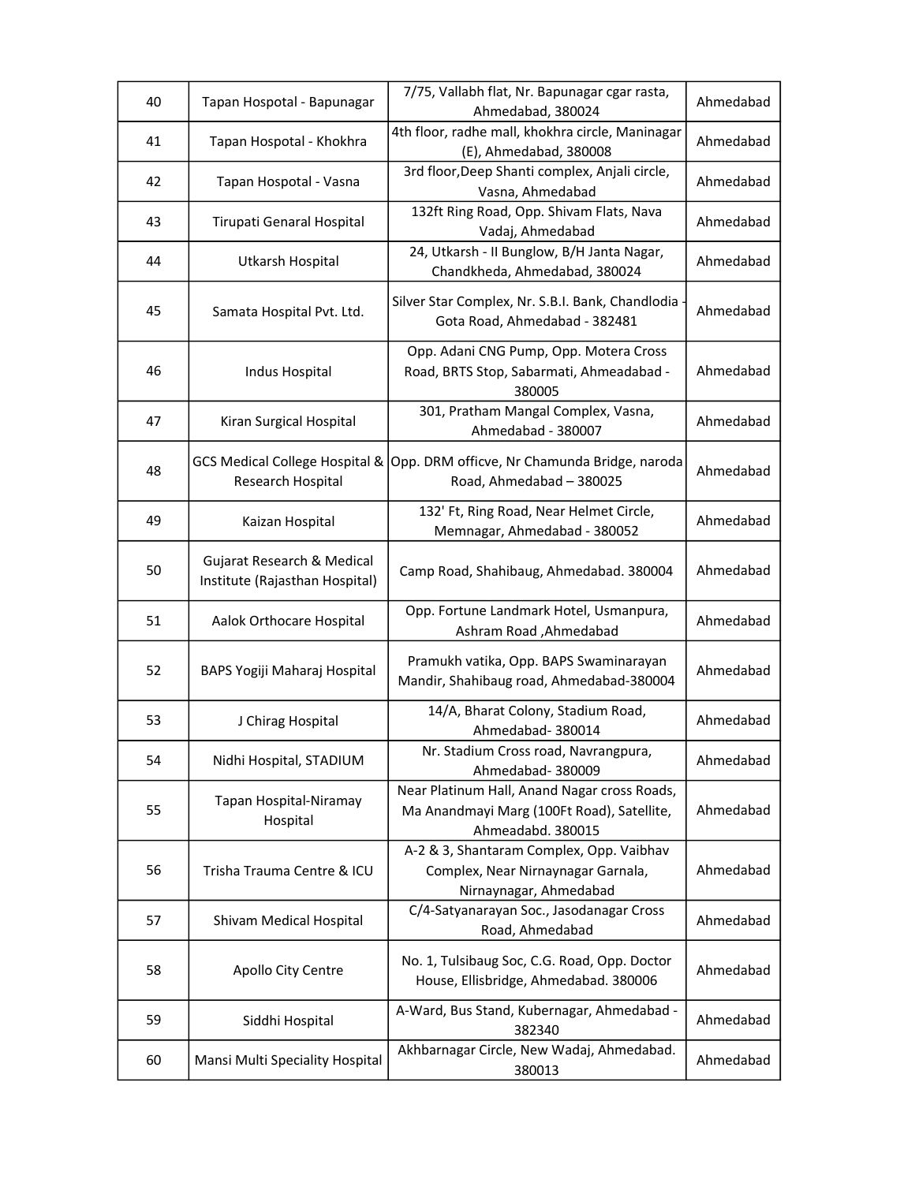| 40 | Tapan Hospotal - Bapunagar | 7/75, Vallabh flat, Nr. Bapunagar cgar rasta, Ahmedabad, 380024 | Ahmedabad |
|---|---|---|---|
| 41 | Tapan Hospotal - Khokhra | 4th floor, radhe mall, khokhra circle, Maninagar (E), Ahmedabad, 380008 | Ahmedabad |
| 42 | Tapan Hospotal - Vasna | 3rd floor,Deep Shanti complex, Anjali circle, Vasna, Ahmedabad | Ahmedabad |
| 43 | Tirupati Genaral Hospital | 132ft Ring Road, Opp. Shivam Flats, Nava Vadaj, Ahmedabad | Ahmedabad |
| 44 | Utkarsh Hospital | 24, Utkarsh - II Bunglow, B/H Janta Nagar, Chandkheda, Ahmedabad, 380024 | Ahmedabad |
| 45 | Samata Hospital Pvt. Ltd. | Silver Star Complex, Nr. S.B.I. Bank, Chandlodia - Gota Road, Ahmedabad - 382481 | Ahmedabad |
| 46 | Indus Hospital | Opp. Adani CNG Pump, Opp. Motera Cross Road, BRTS Stop, Sabarmati, Ahmeadabad - 380005 | Ahmedabad |
| 47 | Kiran Surgical Hospital | 301, Pratham Mangal Complex, Vasna, Ahmedabad - 380007 | Ahmedabad |
| 48 | GCS Medical College Hospital & Research Hospital | Opp. DRM officve, Nr Chamunda Bridge, naroda Road, Ahmedabad – 380025 | Ahmedabad |
| 49 | Kaizan Hospital | 132' Ft, Ring Road, Near Helmet Circle, Memnagar, Ahmedabad - 380052 | Ahmedabad |
| 50 | Gujarat Research & Medical Institute (Rajasthan Hospital) | Camp Road, Shahibaug, Ahmedabad. 380004 | Ahmedabad |
| 51 | Aalok Orthocare Hospital | Opp. Fortune Landmark Hotel, Usmanpura, Ashram Road ,Ahmedabad | Ahmedabad |
| 52 | BAPS Yogiji Maharaj Hospital | Pramukh vatika, Opp. BAPS Swaminarayan Mandir, Shahibaug road, Ahmedabad-380004 | Ahmedabad |
| 53 | J Chirag Hospital | 14/A, Bharat Colony, Stadium Road, Ahmedabad- 380014 | Ahmedabad |
| 54 | Nidhi Hospital, STADIUM | Nr. Stadium Cross road, Navrangpura, Ahmedabad- 380009 | Ahmedabad |
| 55 | Tapan Hospital-Niramay Hospital | Near Platinum Hall, Anand Nagar cross Roads, Ma Anandmayi Marg (100Ft Road), Satellite, Ahmeadabd. 380015 | Ahmedabad |
| 56 | Trisha Trauma Centre & ICU | A-2 & 3, Shantaram Complex, Opp. Vaibhav Complex, Near Nirnaynagar Garnala, Nirnaynagar, Ahmedabad | Ahmedabad |
| 57 | Shivam Medical Hospital | C/4-Satyanarayan Soc., Jasodanagar Cross Road, Ahmedabad | Ahmedabad |
| 58 | Apollo City Centre | No. 1, Tulsibaug Soc, C.G. Road, Opp. Doctor House, Ellisbridge, Ahmedabad. 380006 | Ahmedabad |
| 59 | Siddhi Hospital | A-Ward, Bus Stand, Kubernagar, Ahmedabad - 382340 | Ahmedabad |
| 60 | Mansi Multi Speciality Hospital | Akhbarnagar Circle, New Wadaj, Ahmedabad. 380013 | Ahmedabad |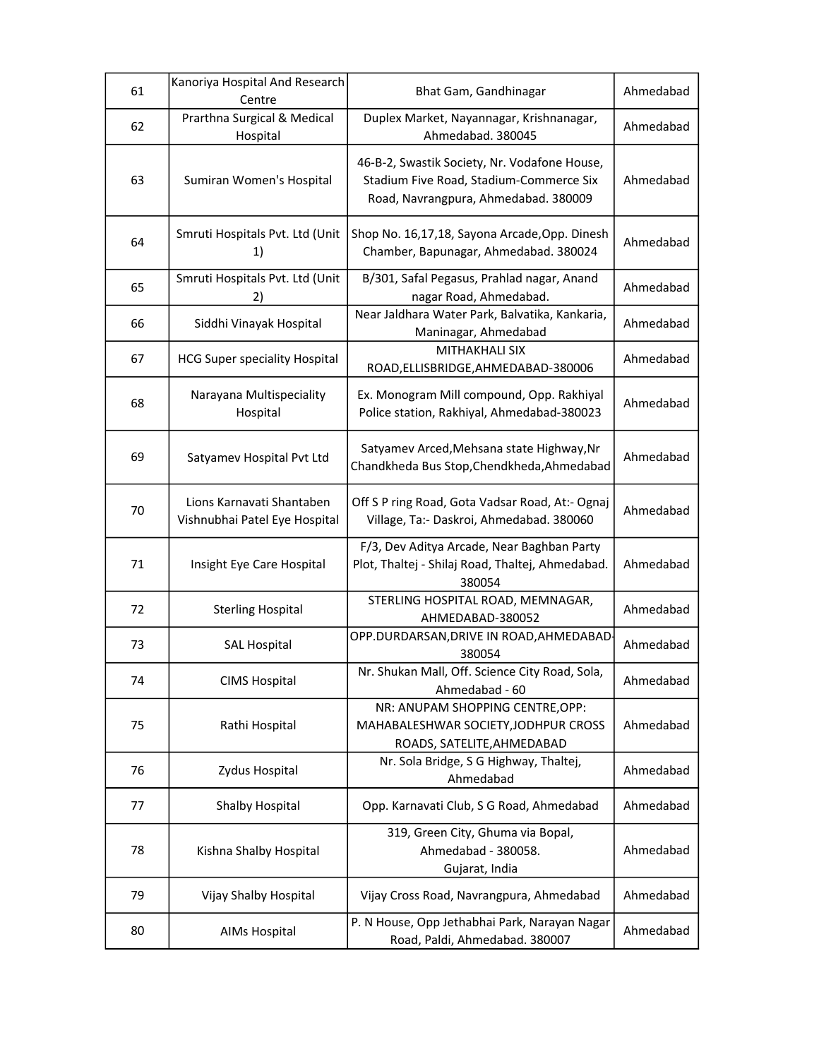| 61 | Kanoriya Hospital And Research Centre | Bhat Gam, Gandhinagar | Ahmedabad |
|---|---|---|---|
| 62 | Prarthna Surgical & Medical Hospital | Duplex Market, Nayannagar, Krishnanagar, Ahmedabad. 380045 | Ahmedabad |
| 63 | Sumiran Women's Hospital | 46-B-2, Swastik Society, Nr. Vodafone House, Stadium Five Road, Stadium-Commerce Six Road, Navrangpura, Ahmedabad. 380009 | Ahmedabad |
| 64 | Smruti Hospitals Pvt. Ltd (Unit 1) | Shop No. 16,17,18, Sayona Arcade,Opp. Dinesh Chamber, Bapunagar, Ahmedabad. 380024 | Ahmedabad |
| 65 | Smruti Hospitals Pvt. Ltd (Unit 2) | B/301, Safal Pegasus, Prahlad nagar, Anand nagar Road, Ahmedabad. | Ahmedabad |
| 66 | Siddhi Vinayak Hospital | Near Jaldhara Water Park, Balvatika, Kankaria, Maninagar, Ahmedabad | Ahmedabad |
| 67 | HCG Super speciality Hospital | MITHAKHALI SIX ROAD,ELLISBRIDGE,AHMEDABAD-380006 | Ahmedabad |
| 68 | Narayana Multispeciality Hospital | Ex. Monogram Mill compound, Opp. Rakhiyal Police station, Rakhiyal, Ahmedabad-380023 | Ahmedabad |
| 69 | Satyamev Hospital Pvt Ltd | Satyamev Arced,Mehsana state Highway,Nr Chandkheda Bus Stop,Chendkheda,Ahmedabad | Ahmedabad |
| 70 | Lions Karnavati Shantaben Vishnubhai Patel Eye Hospital | Off S P ring Road, Gota Vadsar Road, At:- Ognaj Village, Ta:- Daskroi, Ahmedabad. 380060 | Ahmedabad |
| 71 | Insight Eye Care Hospital | F/3, Dev Aditya Arcade, Near Baghban Party Plot, Thaltej - Shilaj Road, Thaltej, Ahmedabad. 380054 | Ahmedabad |
| 72 | Sterling Hospital | STERLING HOSPITAL ROAD, MEMNAGAR, AHMEDABAD-380052 | Ahmedabad |
| 73 | SAL Hospital | OPP.DURDARSAN,DRIVE IN ROAD,AHMEDABAD-380054 | Ahmedabad |
| 74 | CIMS Hospital | Nr. Shukan Mall, Off. Science City Road, Sola, Ahmedabad - 60 | Ahmedabad |
| 75 | Rathi Hospital | NR: ANUPAM SHOPPING CENTRE,OPP: MAHABALESHWAR SOCIETY,JODHPUR CROSS ROADS, SATELITE,AHMEDABAD | Ahmedabad |
| 76 | Zydus Hospital | Nr. Sola Bridge, S G Highway, Thaltej, Ahmedabad | Ahmedabad |
| 77 | Shalby Hospital | Opp. Karnavati Club, S G Road, Ahmedabad | Ahmedabad |
| 78 | Kishna Shalby Hospital | 319, Green City, Ghuma via Bopal, Ahmedabad - 380058. Gujarat, India | Ahmedabad |
| 79 | Vijay Shalby Hospital | Vijay Cross Road, Navrangpura, Ahmedabad | Ahmedabad |
| 80 | AIMs Hospital | P. N House, Opp Jethabhai Park, Narayan Nagar Road, Paldi, Ahmedabad. 380007 | Ahmedabad |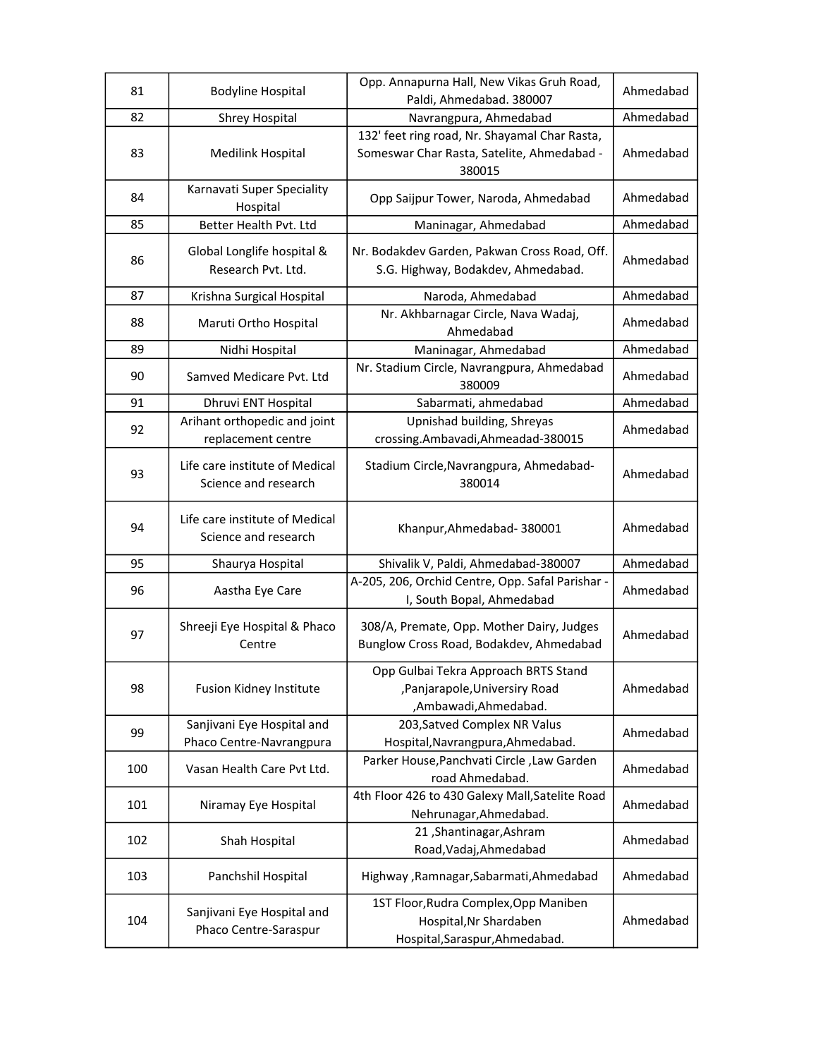| 81 | Bodyline Hospital | Opp. Annapurna Hall, New Vikas Gruh Road, Paldi, Ahmedabad. 380007 | Ahmedabad |
|---|---|---|---|
| 82 | Shrey Hospital | Navrangpura, Ahmedabad | Ahmedabad |
| 83 | Medilink Hospital | 132' feet ring road, Nr. Shayamal Char Rasta, Someswar Char Rasta, Satelite, Ahmedabad - 380015 | Ahmedabad |
| 84 | Karnavati Super Speciality Hospital | Opp Saijpur Tower, Naroda, Ahmedabad | Ahmedabad |
| 85 | Better Health Pvt. Ltd | Maninagar, Ahmedabad | Ahmedabad |
| 86 | Global Longlife hospital & Research Pvt. Ltd. | Nr. Bodakdev Garden, Pakwan Cross Road, Off. S.G. Highway, Bodakdev, Ahmedabad. | Ahmedabad |
| 87 | Krishna Surgical Hospital | Naroda, Ahmedabad | Ahmedabad |
| 88 | Maruti Ortho Hospital | Nr. Akhbarnagar Circle, Nava Wadaj, Ahmedabad | Ahmedabad |
| 89 | Nidhi Hospital | Maninagar, Ahmedabad | Ahmedabad |
| 90 | Samved Medicare Pvt. Ltd | Nr. Stadium Circle, Navrangpura, Ahmedabad 380009 | Ahmedabad |
| 91 | Dhruvi ENT Hospital | Sabarmati, ahmedabad | Ahmedabad |
| 92 | Arihant orthopedic and joint replacement centre | Upnishad building, Shreyas crossing.Ambavadi,Ahmeadad-380015 | Ahmedabad |
| 93 | Life care institute of Medical Science and research | Stadium Circle,Navrangpura, Ahmedabad-380014 | Ahmedabad |
| 94 | Life care institute of Medical Science and research | Khanpur,Ahmedabad- 380001 | Ahmedabad |
| 95 | Shaurya Hospital | Shivalik V, Paldi, Ahmedabad-380007 | Ahmedabad |
| 96 | Aastha Eye Care | A-205, 206, Orchid Centre, Opp. Safal Parishar - I, South Bopal, Ahmedabad | Ahmedabad |
| 97 | Shreeji Eye Hospital & Phaco Centre | 308/A, Premate, Opp. Mother Dairy, Judges Bunglow Cross Road, Bodakdev, Ahmedabad | Ahmedabad |
| 98 | Fusion Kidney Institute | Opp Gulbai Tekra Approach BRTS Stand ,Panjarapole,Universiry Road ,Ambawadi,Ahmedabad. | Ahmedabad |
| 99 | Sanjivani Eye Hospital and Phaco Centre-Navrangpura | 203,Satved Complex NR Valus Hospital,Navrangpura,Ahmedabad. | Ahmedabad |
| 100 | Vasan Health Care Pvt Ltd. | Parker House,Panchvati Circle ,Law Garden road Ahmedabad. | Ahmedabad |
| 101 | Niramay Eye Hospital | 4th Floor 426 to 430 Galexy Mall,Satelite Road Nehrunagar,Ahmedabad. | Ahmedabad |
| 102 | Shah Hospital | 21 ,Shantinagar,Ashram Road,Vadaj,Ahmedabad | Ahmedabad |
| 103 | Panchshil Hospital | Highway ,Ramnagar,Sabarmati,Ahmedabad | Ahmedabad |
| 104 | Sanjivani Eye Hospital and Phaco Centre-Saraspur | 1ST Floor,Rudra Complex,Opp Maniben Hospital,Nr Shardaben Hospital,Saraspur,Ahmedabad. | Ahmedabad |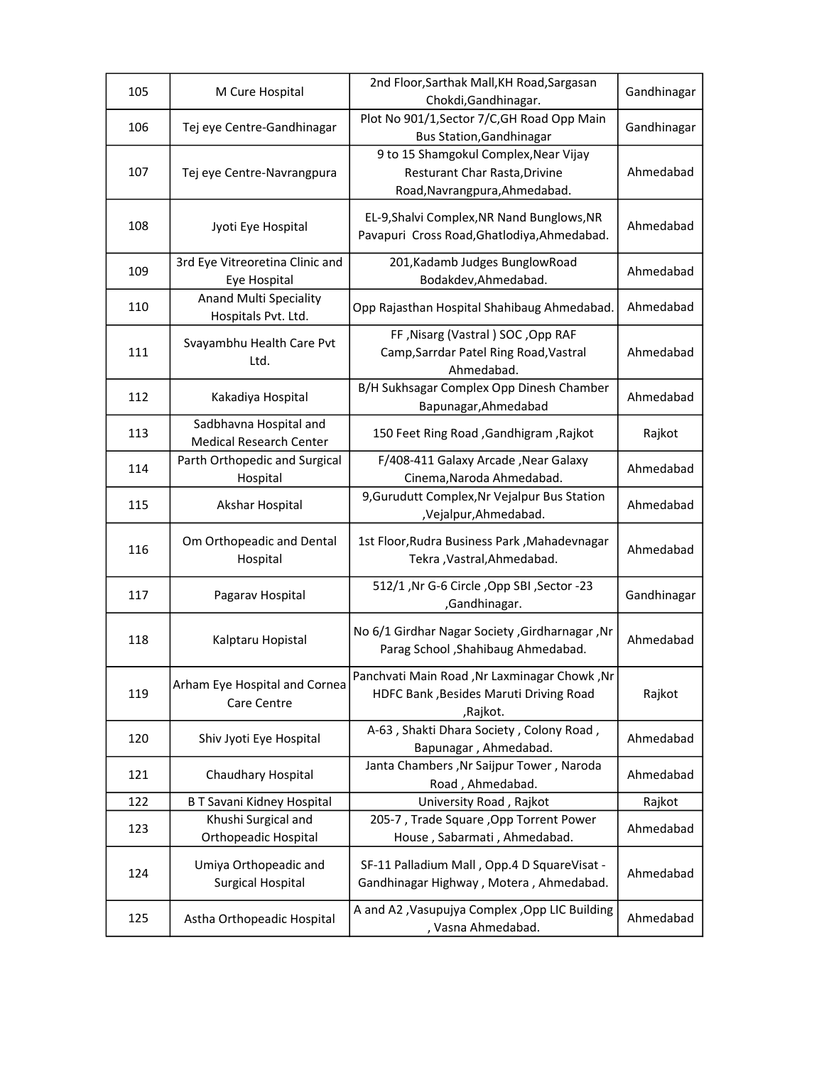| | | | |
|---|---|---|---|
| 105 | M Cure Hospital | 2nd Floor,Sarthak Mall,KH Road,Sargasan Chokdi,Gandhinagar. | Gandhinagar |
| 106 | Tej eye Centre-Gandhinagar | Plot No 901/1,Sector 7/C,GH Road Opp Main Bus Station,Gandhinagar | Gandhinagar |
| 107 | Tej eye Centre-Navrangpura | 9 to 15 Shamgokul Complex,Near Vijay Resturant Char Rasta,Drivine Road,Navrangpura,Ahmedabad. | Ahmedabad |
| 108 | Jyoti Eye Hospital | EL-9,Shalvi Complex,NR Nand Bunglows,NR Pavapuri Cross Road,Ghatlodiya,Ahmedabad. | Ahmedabad |
| 109 | 3rd Eye Vitreoretina Clinic and Eye Hospital | 201,Kadamb Judges BunglowRoad Bodakdev,Ahmedabad. | Ahmedabad |
| 110 | Anand Multi Speciality Hospitals Pvt. Ltd. | Opp Rajasthan Hospital Shahibaug Ahmedabad. | Ahmedabad |
| 111 | Svayambhu Health Care Pvt Ltd. | FF ,Nisarg (Vastral ) SOC ,Opp RAF Camp,Sarrdar Patel Ring Road,Vastral Ahmedabad. | Ahmedabad |
| 112 | Kakadiya Hospital | B/H Sukhsagar Complex Opp Dinesh Chamber Bapunagar,Ahmedabad | Ahmedabad |
| 113 | Sadbhavna Hospital and Medical Research Center | 150 Feet Ring Road ,Gandhigram ,Rajkot | Rajkot |
| 114 | Parth Orthopedic and Surgical Hospital | F/408-411 Galaxy Arcade ,Near Galaxy Cinema,Naroda Ahmedabad. | Ahmedabad |
| 115 | Akshar Hospital | 9,Gurudutt Complex,Nr Vejalpur Bus Station ,Vejalpur,Ahmedabad. | Ahmedabad |
| 116 | Om Orthopeadic and Dental Hospital | 1st Floor,Rudra Business Park ,Mahadevnagar Tekra ,Vastral,Ahmedabad. | Ahmedabad |
| 117 | Pagarav Hospital | 512/1 ,Nr G-6 Circle ,Opp SBI ,Sector -23 ,Gandhinagar. | Gandhinagar |
| 118 | Kalptaru Hopistal | No 6/1 Girdhar Nagar Society ,Girdharnagar ,Nr Parag School ,Shahibaug Ahmedabad. | Ahmedabad |
| 119 | Arham Eye Hospital and Cornea Care Centre | Panchvati Main Road ,Nr Laxminagar Chowk ,Nr HDFC Bank ,Besides Maruti Driving Road ,Rajkot. | Rajkot |
| 120 | Shiv Jyoti Eye Hospital | A-63 , Shakti Dhara Society , Colony Road , Bapunagar , Ahmedabad. | Ahmedabad |
| 121 | Chaudhary Hospital | Janta Chambers ,Nr Saijpur Tower , Naroda Road , Ahmedabad. | Ahmedabad |
| 122 | B T Savani Kidney Hospital | University Road , Rajkot | Rajkot |
| 123 | Khushi Surgical and Orthopeadic Hospital | 205-7 , Trade Square ,Opp Torrent Power House , Sabarmati , Ahmedabad. | Ahmedabad |
| 124 | Umiya Orthopeadic and Surgical Hospital | SF-11 Palladium Mall , Opp.4 D SquareVisat - Gandhinagar Highway , Motera , Ahmedabad. | Ahmedabad |
| 125 | Astha Orthopeadic Hospital | A and A2 ,Vasupujya Complex ,Opp LIC Building , Vasna Ahmedabad. | Ahmedabad |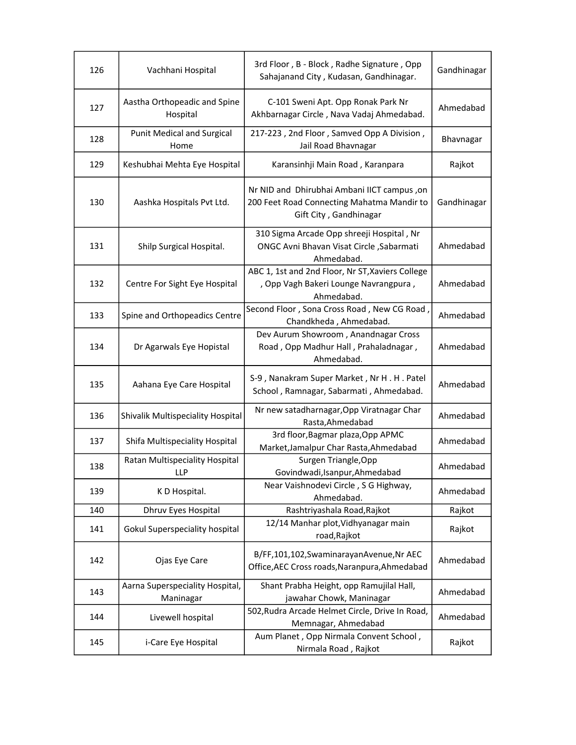| 126 | Vachhani Hospital | 3rd Floor , B - Block , Radhe Signature , Opp Sahajanand City , Kudasan, Gandhinagar. | Gandhinagar |
|---|---|---|---|
| 127 | Aastha Orthopeadic and Spine Hospital | C-101 Sweni Apt. Opp Ronak Park Nr Akhbarnagar Circle , Nava Vadaj Ahmedabad. | Ahmedabad |
| 128 | Punit Medical and Surgical Home | 217-223 , 2nd Floor , Samved Opp A Division , Jail Road Bhavnagar | Bhavnagar |
| 129 | Keshubhai Mehta Eye Hospital | Karansinhji Main Road , Karanpara | Rajkot |
| 130 | Aashka Hospitals Pvt Ltd. | Nr NID and Dhirubhai Ambani IICT campus ,on 200 Feet Road Connecting Mahatma Mandir to Gift City , Gandhinagar | Gandhinagar |
| 131 | Shilp Surgical Hospital. | 310 Sigma Arcade Opp shreeji Hospital , Nr ONGC Avni Bhavan Visat Circle ,Sabarmati Ahmedabad. | Ahmedabad |
| 132 | Centre For Sight Eye Hospital | ABC 1, 1st and 2nd Floor, Nr ST,Xaviers College , Opp Vagh Bakeri Lounge Navrangpura , Ahmedabad. | Ahmedabad |
| 133 | Spine and Orthopeadics Centre | Second Floor , Sona Cross Road , New CG Road , Chandkheda , Ahmedabad. | Ahmedabad |
| 134 | Dr Agarwals Eye Hopistal | Dev Aurum Showroom , Anandnagar Cross Road , Opp Madhur Hall , Prahaladnagar , Ahmedabad. | Ahmedabad |
| 135 | Aahana Eye Care Hospital | S-9 , Nanakram Super Market , Nr H . H . Patel School , Ramnagar, Sabarmati , Ahmedabad. | Ahmedabad |
| 136 | Shivalik Multispeciality Hospital | Nr new satadharnagar,Opp Viratnagar Char Rasta,Ahmedabad | Ahmedabad |
| 137 | Shifa Multispeciality Hospital | 3rd floor,Bagmar plaza,Opp APMC Market,Jamalpur Char Rasta,Ahmedabad | Ahmedabad |
| 138 | Ratan Multispeciality Hospital LLP | Surgen Triangle,Opp Govindwadi,Isanpur,Ahmedabad | Ahmedabad |
| 139 | K D Hospital. | Near Vaishnodevi Circle , S G Highway, Ahmedabad. | Ahmedabad |
| 140 | Dhruv Eyes Hospital | Rashtriyashala Road,Rajkot | Rajkot |
| 141 | Gokul Superspeciality hospital | 12/14 Manhar plot,Vidhyanagar main road,Rajkot | Rajkot |
| 142 | Ojas Eye Care | B/FF,101,102,SwaminarayanAvenue,Nr AEC Office,AEC Cross roads,Naranpura,Ahmedabad | Ahmedabad |
| 143 | Aarna Superspeciality Hospital, Maninagar | Shant Prabha Height, opp Ramujilal Hall, jawahar Chowk, Maninagar | Ahmedabad |
| 144 | Livewell hospital | 502,Rudra Arcade Helmet Circle, Drive In Road, Memnagar, Ahmedabad | Ahmedabad |
| 145 | i-Care Eye Hospital | Aum Planet , Opp Nirmala Convent School , Nirmala Road , Rajkot | Rajkot |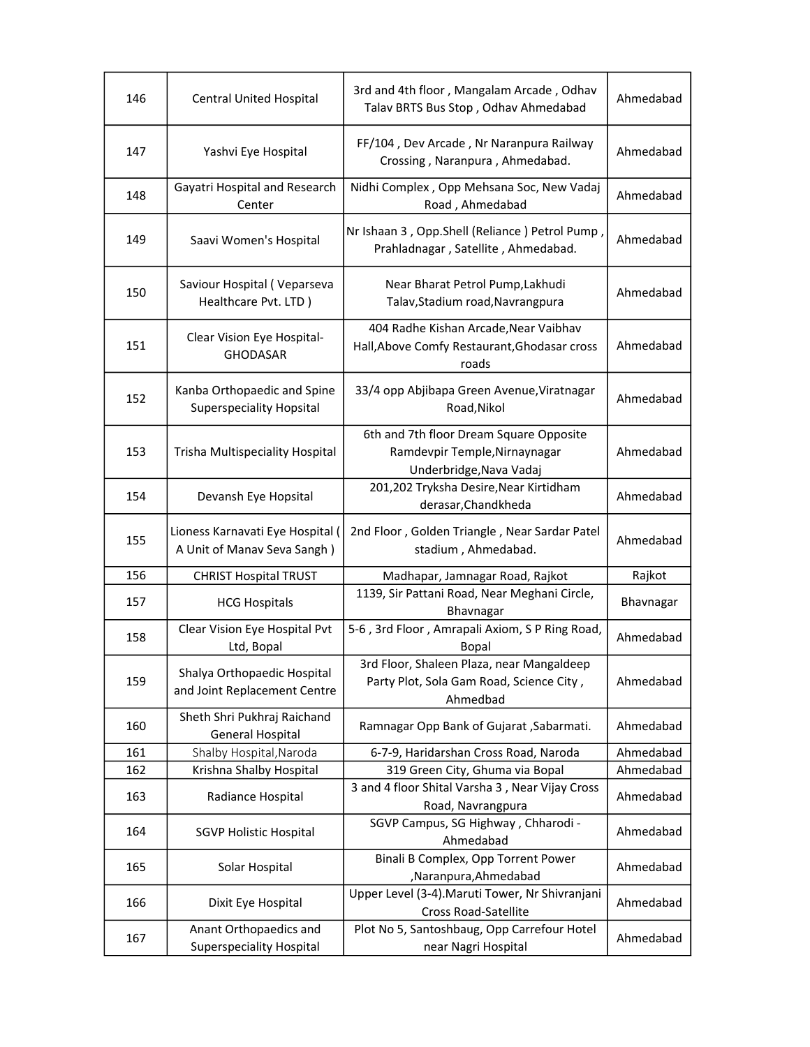| | | | |
|---|---|---|---|
| 146 | Central United Hospital | 3rd and 4th floor , Mangalam Arcade , Odhav Talav BRTS Bus Stop , Odhav Ahmedabad | Ahmedabad |
| 147 | Yashvi Eye Hospital | FF/104 , Dev Arcade , Nr Naranpura Railway Crossing , Naranpura , Ahmedabad. | Ahmedabad |
| 148 | Gayatri Hospital and Research Center | Nidhi Complex , Opp Mehsana Soc, New Vadaj Road , Ahmedabad | Ahmedabad |
| 149 | Saavi Women's Hospital | Nr Ishaan 3 , Opp.Shell (Reliance ) Petrol Pump , Prahladnagar , Satellite , Ahmedabad. | Ahmedabad |
| 150 | Saviour Hospital ( Veparseva Healthcare Pvt. LTD ) | Near Bharat Petrol Pump,Lakhudi Talav,Stadium road,Navrangpura | Ahmedabad |
| 151 | Clear Vision Eye Hospital-GHODASAR | 404 Radhe Kishan Arcade,Near Vaibhav Hall,Above Comfy Restaurant,Ghodasar cross roads | Ahmedabad |
| 152 | Kanba Orthopaedic and Spine Superspeciality Hopsital | 33/4 opp Abjibapa Green Avenue,Viratnagar Road,Nikol | Ahmedabad |
| 153 | Trisha Multispeciality Hospital | 6th and 7th floor Dream Square Opposite Ramdevpir Temple,Nirnaynagar Underbridge,Nava Vadaj | Ahmedabad |
| 154 | Devansh Eye Hopsital | 201,202 Tryksha Desire,Near Kirtidham derasar,Chandkheda | Ahmedabad |
| 155 | Lioness Karnavati Eye Hospital ( A Unit of Manav Seva Sangh ) | 2nd Floor , Golden Triangle , Near Sardar Patel stadium , Ahmedabad. | Ahmedabad |
| 156 | CHRIST Hospital TRUST | Madhapar, Jamnagar Road, Rajkot | Rajkot |
| 157 | HCG Hospitals | 1139, Sir Pattani Road, Near Meghani Circle, Bhavnagar | Bhavnagar |
| 158 | Clear Vision Eye Hospital Pvt Ltd, Bopal | 5-6 , 3rd Floor , Amrapali Axiom, S P Ring Road, Bopal | Ahmedabad |
| 159 | Shalya Orthopaedic Hospital and Joint Replacement Centre | 3rd Floor, Shaleen Plaza, near Mangaldeep Party Plot, Sola Gam Road, Science City , Ahmedbad | Ahmedabad |
| 160 | Sheth Shri Pukhraj Raichand General Hospital | Ramnagar Opp Bank of Gujarat ,Sabarmati. | Ahmedabad |
| 161 | Shalby Hospital,Naroda | 6-7-9, Haridarshan Cross Road, Naroda | Ahmedabad |
| 162 | Krishna Shalby Hospital | 319 Green City, Ghuma via Bopal | Ahmedabad |
| 163 | Radiance Hospital | 3 and 4 floor Shital Varsha 3 , Near Vijay Cross Road, Navrangpura | Ahmedabad |
| 164 | SGVP Holistic Hospital | SGVP Campus, SG Highway , Chharodi - Ahmedabad | Ahmedabad |
| 165 | Solar Hospital | Binali B Complex, Opp Torrent Power ,Naranpura,Ahmedabad | Ahmedabad |
| 166 | Dixit Eye Hospital | Upper Level (3-4).Maruti Tower, Nr Shivranjani Cross Road-Satellite | Ahmedabad |
| 167 | Anant Orthopaedics and Superspeciality Hospital | Plot No 5, Santoshbaug, Opp Carrefour Hotel near Nagri Hospital | Ahmedabad |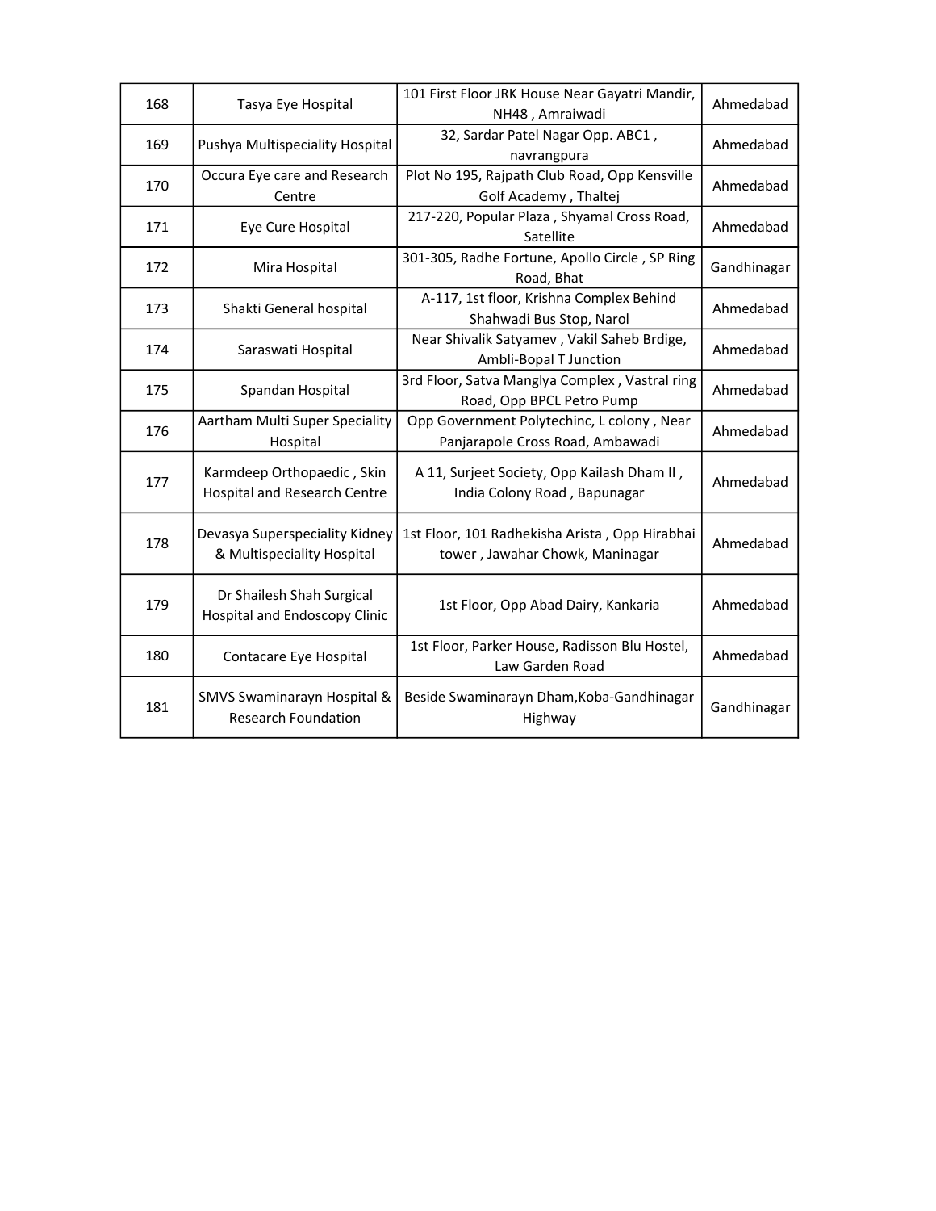| | | | |
|---|---|---|---|
| 168 | Tasya Eye Hospital | 101 First Floor JRK House Near Gayatri Mandir, NH48 , Amraiwadi | Ahmedabad |
| 169 | Pushya Multispeciality Hospital | 32, Sardar Patel Nagar Opp. ABC1 , navrangpura | Ahmedabad |
| 170 | Occura Eye care and Research Centre | Plot No 195, Rajpath Club Road, Opp Kensville Golf Academy , Thaltej | Ahmedabad |
| 171 | Eye Cure Hospital | 217-220, Popular Plaza , Shyamal Cross Road, Satellite | Ahmedabad |
| 172 | Mira Hospital | 301-305, Radhe Fortune, Apollo Circle , SP Ring Road, Bhat | Gandhinagar |
| 173 | Shakti General hospital | A-117, 1st floor, Krishna Complex Behind Shahwadi Bus Stop, Narol | Ahmedabad |
| 174 | Saraswati Hospital | Near Shivalik Satyamev , Vakil Saheb Brdige, Ambli-Bopal T Junction | Ahmedabad |
| 175 | Spandan Hospital | 3rd Floor, Satva Manglya Complex , Vastral ring Road, Opp BPCL Petro Pump | Ahmedabad |
| 176 | Aartham Multi Super Speciality Hospital | Opp Government Polytechinc, L colony , Near Panjarapole Cross Road, Ambawadi | Ahmedabad |
| 177 | Karmdeep Orthopaedic , Skin Hospital and Research Centre | A 11, Surjeet Society, Opp Kailash Dham II , India Colony Road , Bapunagar | Ahmedabad |
| 178 | Devasya Superspeciality Kidney & Multispeciality Hospital | 1st Floor, 101 Radhekisha Arista , Opp Hirabhai tower , Jawahar Chowk, Maninagar | Ahmedabad |
| 179 | Dr Shailesh Shah Surgical Hospital and Endoscopy Clinic | 1st Floor, Opp Abad Dairy, Kankaria | Ahmedabad |
| 180 | Contacare Eye Hospital | 1st Floor, Parker House, Radisson Blu Hostel, Law Garden Road | Ahmedabad |
| 181 | SMVS Swaminarayn Hospital & Research Foundation | Beside Swaminarayn Dham,Koba-Gandhinagar Highway | Gandhinagar |